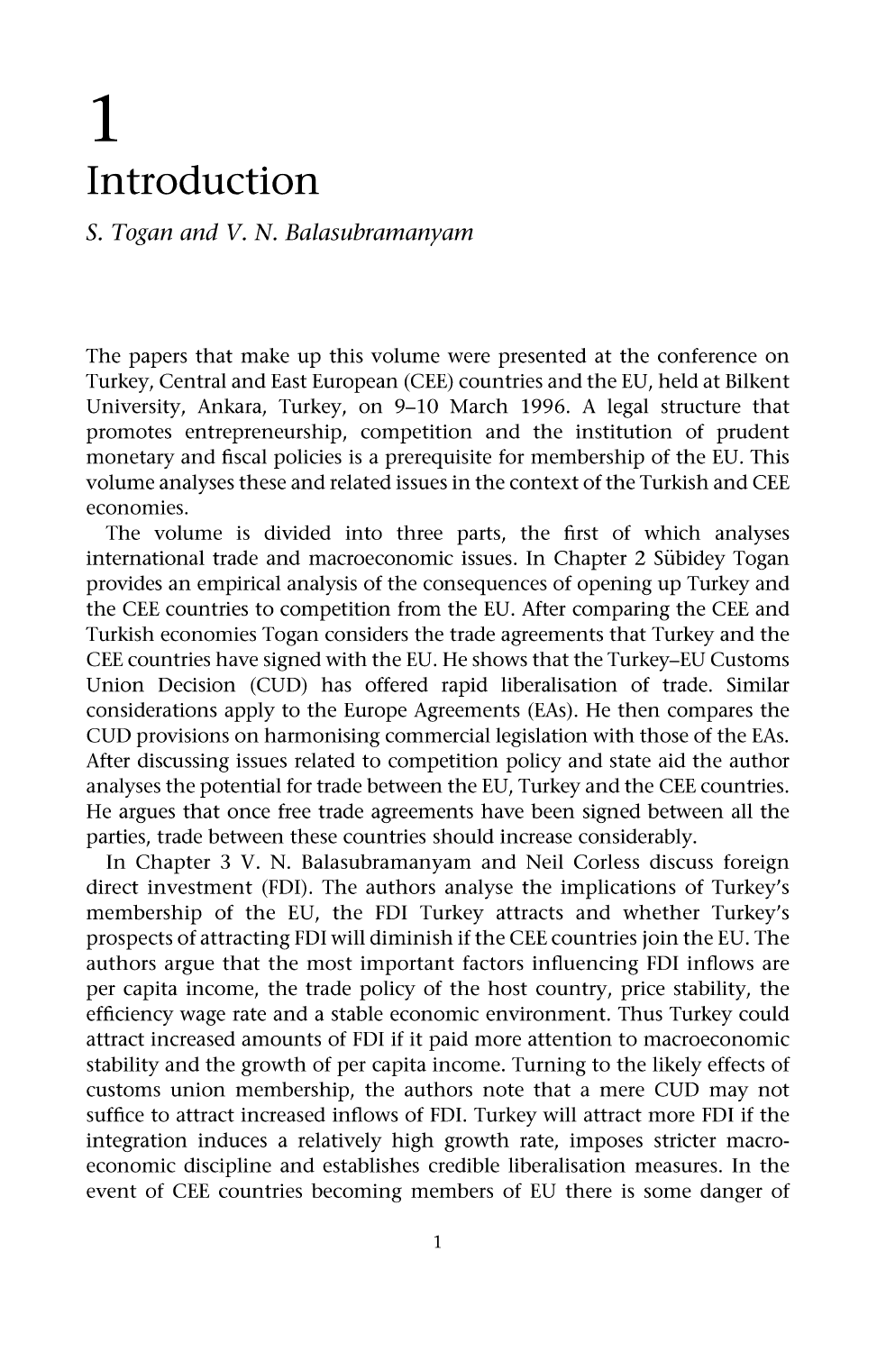# 1

# Introduction

*S. Togan and V. N. Balasubramanyam*

The papers that make up this volume were presented at the conference on Turkey, Central and East European (CEE) countries and the EU, held at Bilkent University, Ankara, Turkey, on 9–10 March 1996. A legal structure that promotes entrepreneurship, competition and the institution of prudent monetary and fiscal policies is a prerequisite for membership of the EU. This volume analyses these and related issues in the context of the Turkish and CEE economies.

The volume is divided into three parts, the first of which analyses international trade and macroeconomic issues. In Chapter 2 Sübidey Togan provides an empirical analysis of the consequences of opening up Turkey and the CEE countries to competition from the EU. After comparing the CEE and Turkish economies Togan considers the trade agreements that Turkey and the CEE countries have signed with the EU. He shows that the Turkey–EU Customs Union Decision (CUD) has offered rapid liberalisation of trade. Similar considerations apply to the Europe Agreements (EAs). He then compares the CUD provisions on harmonising commercial legislation with those of the EAs. After discussing issues related to competition policy and state aid the author analyses the potential for trade between the EU, Turkey and the CEE countries. He argues that once free trade agreements have been signed between all the parties, trade between these countries should increase considerably.

In Chapter 3 V. N. Balasubramanyam and Neil Corless discuss foreign direct investment (FDI). The authors analyse the implications of Turkey's membership of the EU, the FDI Turkey attracts and whether Turkey's prospects of attracting FDI will diminish if the CEE countries join the EU. The authors argue that the most important factors influencing FDI inflows are per capita income, the trade policy of the host country, price stability, the efficiency wage rate and a stable economic environment. Thus Turkey could attract increased amounts of FDI if it paid more attention to macroeconomic stability and the growth of per capita income. Turning to the likely effects of customs union membership, the authors note that a mere CUD may not suffice to attract increased inflows of FDI. Turkey will attract more FDI if the integration induces a relatively high growth rate, imposes stricter macroeconomic discipline and establishes credible liberalisation measures. In the event of CEE countries becoming members of EU there is some danger of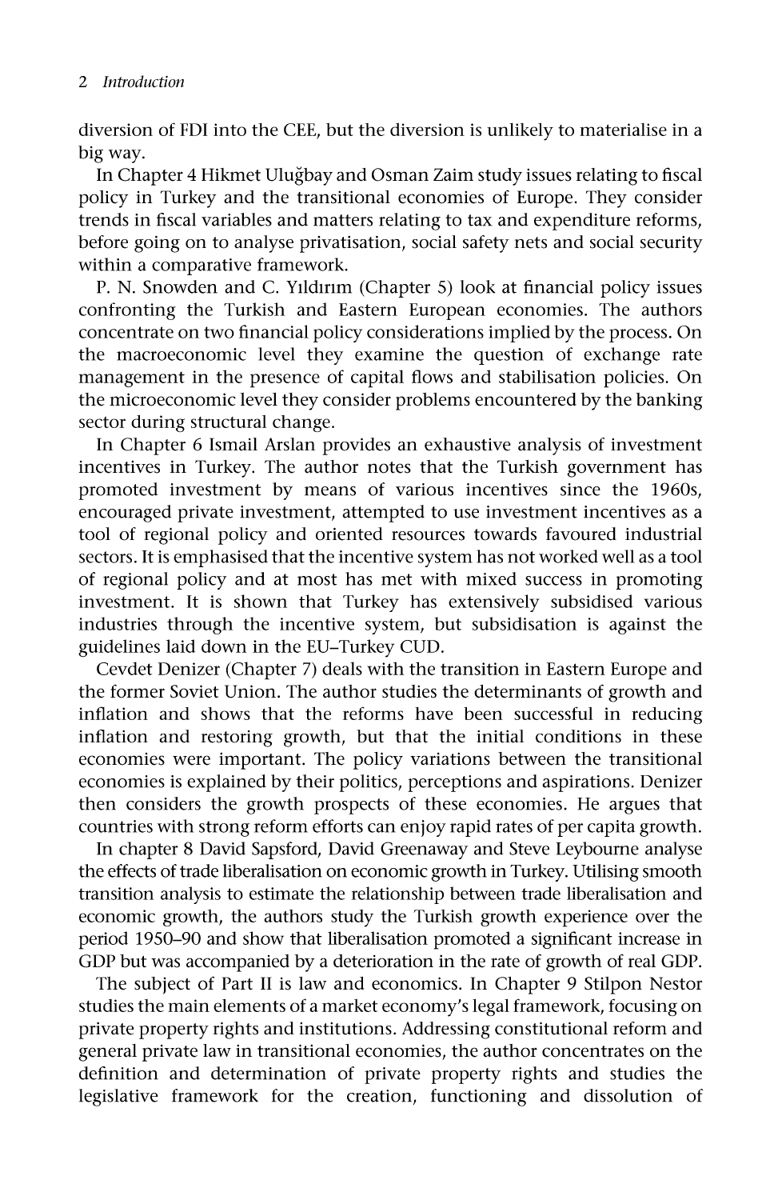diversion of FDI into the CEE, but the diversion is unlikely to materialise in a big way.

In Chapter 4 Hikmet Uluğbay and Osman Zaim study issues relating to fiscal policy in Turkey and the transitional economies of Europe. They consider trends in fiscal variables and matters relating to tax and expenditure reforms, before going on to analyse privatisation, social safety nets and social security within a comparative framework.

P. N. Snowden and C. Yıldırım (Chapter 5) look at financial policy issues confronting the Turkish and Eastern European economies. The authors concentrate on two financial policy considerations implied by the process. On the macroeconomic level they examine the question of exchange rate management in the presence of capital flows and stabilisation policies. On the microeconomic level they consider problems encountered by the banking sector during structural change.

In Chapter 6 Ismail Arslan provides an exhaustive analysis of investment incentives in Turkey. The author notes that the Turkish government has promoted investment by means of various incentives since the 1960s, encouraged private investment, attempted to use investment incentives as a tool of regional policy and oriented resources towards favoured industrial sectors. It is emphasised that the incentive system has not worked well as a tool of regional policy and at most has met with mixed success in promoting investment. It is shown that Turkey has extensively subsidised various industries through the incentive system, but subsidisation is against the guidelines laid down in the EU–Turkey CUD.

Cevdet Denizer (Chapter 7) deals with the transition in Eastern Europe and the former Soviet Union. The author studies the determinants of growth and inflation and shows that the reforms have been successful in reducing inflation and restoring growth, but that the initial conditions in these economies were important. The policy variations between the transitional economies is explained by their politics, perceptions and aspirations. Denizer then considers the growth prospects of these economies. He argues that countries with strong reform efforts can enjoy rapid rates of per capita growth.

In chapter 8 David Sapsford, David Greenaway and Steve Leybourne analyse the effects of trade liberalisation on economic growth in Turkey. Utilising smooth transition analysis to estimate the relationship between trade liberalisation and economic growth, the authors study the Turkish growth experience over the period 1950–90 and show that liberalisation promoted a significant increase in GDP but was accompanied by a deterioration in the rate of growth of real GDP.

The subject of Part II is law and economics. In Chapter 9 Stilpon Nestor studies the main elements of a market economy's legal framework, focusing on private property rights and institutions. Addressing constitutional reform and general private law in transitional economies, the author concentrates on the definition and determination of private property rights and studies the legislative framework for the creation, functioning and dissolution of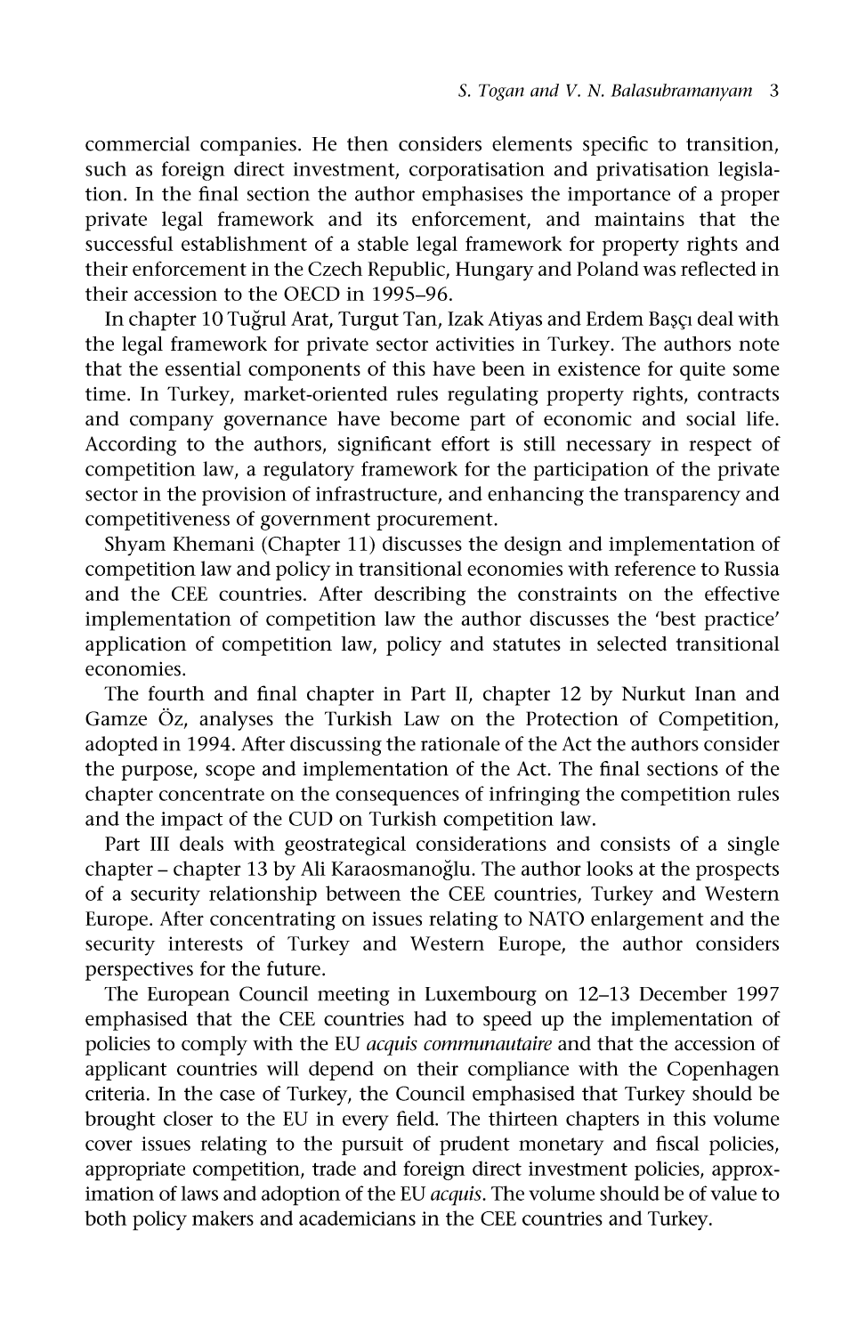commercial companies. He then considers elements specific to transition, such as foreign direct investment, corporatisation and privatisation legislation. In the final section the author emphasises the importance of a proper private legal framework and its enforcement, and maintains that the successful establishment of a stable legal framework for property rights and their enforcement in the Czech Republic, Hungary and Poland was reflected in their accession to the OECD in 1995–96.

In chapter 10 Tuğrul Arat, Turgut Tan, Izak Atiyas and Erdem Başçı deal with the legal framework for private sector activities in Turkey. The authors note that the essential components of this have been in existence for quite some time. In Turkey, market-oriented rules regulating property rights, contracts and company governance have become part of economic and social life. According to the authors, significant effort is still necessary in respect of competition law, a regulatory framework for the participation of the private sector in the provision of infrastructure, and enhancing the transparency and competitiveness of government procurement.

Shyam Khemani (Chapter 11) discusses the design and implementation of competition law and policy in transitional economies with reference to Russia and the CEE countries. After describing the constraints on the effective implementation of competition law the author discusses the 'best practice' application of competition law, policy and statutes in selected transitional economies.

The fourth and final chapter in Part II, chapter 12 by Nurkut Inan and Gamze Öz, analyses the Turkish Law on the Protection of Competition, adopted in 1994. After discussing the rationale of the Act the authors consider the purpose, scope and implementation of the Act. The final sections of the chapter concentrate on the consequences of infringing the competition rules and the impact of the CUD on Turkish competition law.

Part III deals with geostrategical considerations and consists of a single chapter – chapter 13 by Ali Karaosmanoğlu. The author looks at the prospects of a security relationship between the CEE countries, Turkey and Western Europe. After concentrating on issues relating to NATO enlargement and the security interests of Turkey and Western Europe, the author considers perspectives for the future.

The European Council meeting in Luxembourg on 12–13 December 1997 emphasised that the CEE countries had to speed up the implementation of policies to comply with the EU *acquis communautaire* and that the accession of applicant countries will depend on their compliance with the Copenhagen criteria. In the case of Turkey, the Council emphasised that Turkey should be brought closer to the EU in every field. The thirteen chapters in this volume cover issues relating to the pursuit of prudent monetary and fiscal policies, appropriate competition, trade and foreign direct investment policies, approximation of laws and adoption of the EU *acquis*. The volume should be of value to both policy makers and academicians in the CEE countries and Turkey.